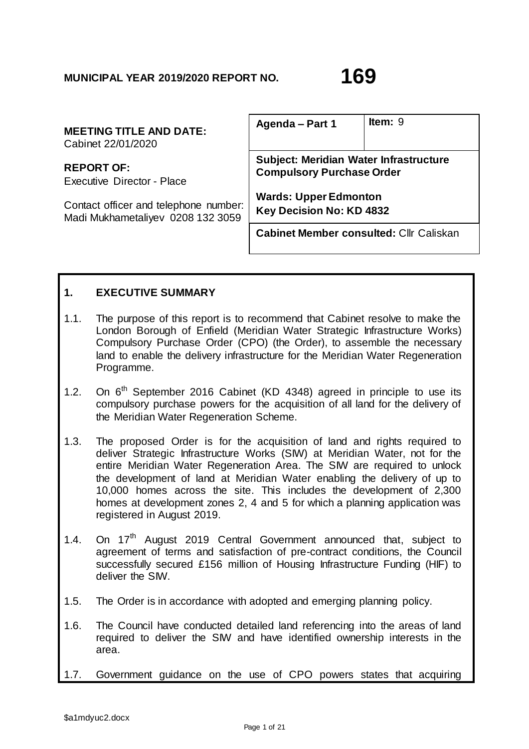**MUNICIPAL YEAR 2019/2020 REPORT NO. 169**

| **MEETING TITLE AND DATE:** Cabinet 22/01/2020 | **Agenda – Part 1** | **Item:** 9 |
|---|---|---|
| **REPORT OF:** Executive Director - Place | **Subject: Meridian Water Infrastructure Compulsory Purchase Order** | |
| Contact officer and telephone number: Madi Mukhametaliyev 0208 132 3059 | **Wards: Upper Edmonton** **Key Decision No: KD 4832** | |
| | **Cabinet Member consulted:** Cllr Caliskan | |

## 1. EXECUTIVE SUMMARY

1.1. The purpose of this report is to recommend that Cabinet resolve to make the London Borough of Enfield (Meridian Water Strategic Infrastructure Works) Compulsory Purchase Order (CPO) (the Order), to assemble the necessary land to enable the delivery infrastructure for the Meridian Water Regeneration Programme.

1.2. On 6th September 2016 Cabinet (KD 4348) agreed in principle to use its compulsory purchase powers for the acquisition of all land for the delivery of the Meridian Water Regeneration Scheme.

1.3. The proposed Order is for the acquisition of land and rights required to deliver Strategic Infrastructure Works (SIW) at Meridian Water, not for the entire Meridian Water Regeneration Area. The SIW are required to unlock the development of land at Meridian Water enabling the delivery of up to 10,000 homes across the site. This includes the development of 2,300 homes at development zones 2, 4 and 5 for which a planning application was registered in August 2019.

1.4. On 17th August 2019 Central Government announced that, subject to agreement of terms and satisfaction of pre-contract conditions, the Council successfully secured £156 million of Housing Infrastructure Funding (HIF) to deliver the SIW.

1.5. The Order is in accordance with adopted and emerging planning policy.

1.6. The Council have conducted detailed land referencing into the areas of land required to deliver the SIW and have identified ownership interests in the area.

1.7. Government guidance on the use of CPO powers states that acquiring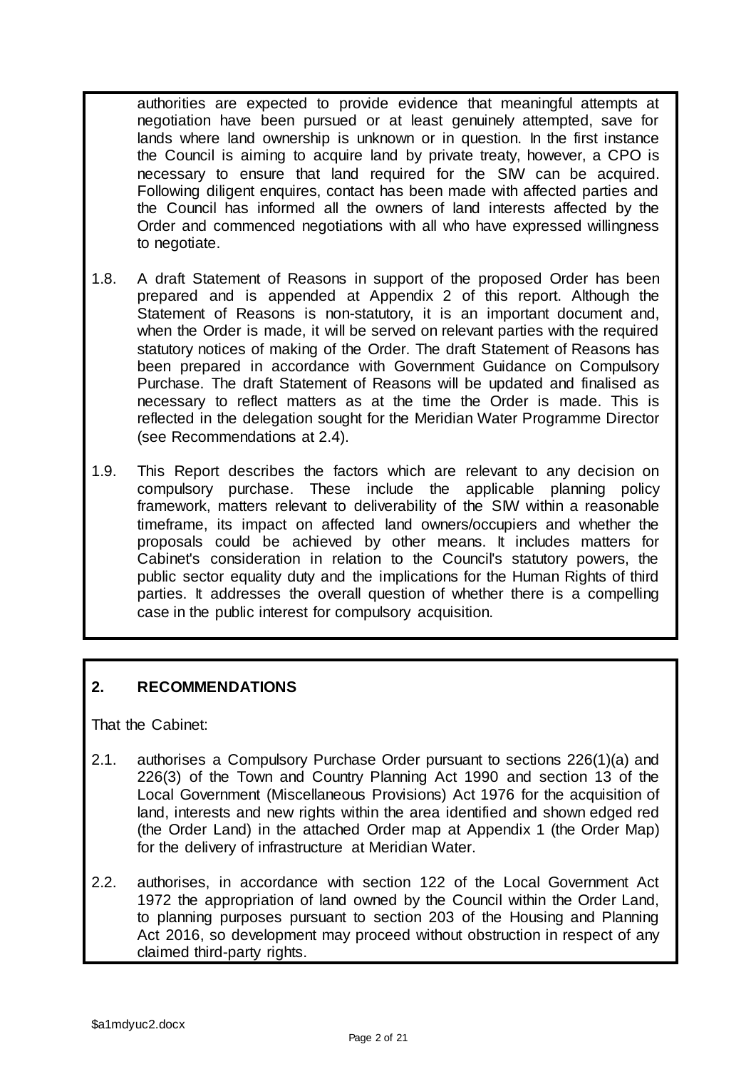authorities are expected to provide evidence that meaningful attempts at negotiation have been pursued or at least genuinely attempted, save for lands where land ownership is unknown or in question. In the first instance the Council is aiming to acquire land by private treaty, however, a CPO is necessary to ensure that land required for the SIW can be acquired. Following diligent enquires, contact has been made with affected parties and the Council has informed all the owners of land interests affected by the Order and commenced negotiations with all who have expressed willingness to negotiate.

1.8. A draft Statement of Reasons in support of the proposed Order has been prepared and is appended at Appendix 2 of this report. Although the Statement of Reasons is non-statutory, it is an important document and, when the Order is made, it will be served on relevant parties with the required statutory notices of making of the Order. The draft Statement of Reasons has been prepared in accordance with Government Guidance on Compulsory Purchase. The draft Statement of Reasons will be updated and finalised as necessary to reflect matters as at the time the Order is made. This is reflected in the delegation sought for the Meridian Water Programme Director (see Recommendations at 2.4).

1.9. This Report describes the factors which are relevant to any decision on compulsory purchase. These include the applicable planning policy framework, matters relevant to deliverability of the SIW within a reasonable timeframe, its impact on affected land owners/occupiers and whether the proposals could be achieved by other means. It includes matters for Cabinet's consideration in relation to the Council's statutory powers, the public sector equality duty and the implications for the Human Rights of third parties. It addresses the overall question of whether there is a compelling case in the public interest for compulsory acquisition.

## 2. RECOMMENDATIONS

That the Cabinet:

2.1. authorises a Compulsory Purchase Order pursuant to sections 226(1)(a) and 226(3) of the Town and Country Planning Act 1990 and section 13 of the Local Government (Miscellaneous Provisions) Act 1976 for the acquisition of land, interests and new rights within the area identified and shown edged red (the Order Land) in the attached Order map at Appendix 1 (the Order Map) for the delivery of infrastructure at Meridian Water.

2.2. authorises, in accordance with section 122 of the Local Government Act 1972 the appropriation of land owned by the Council within the Order Land, to planning purposes pursuant to section 203 of the Housing and Planning Act 2016, so development may proceed without obstruction in respect of any claimed third-party rights.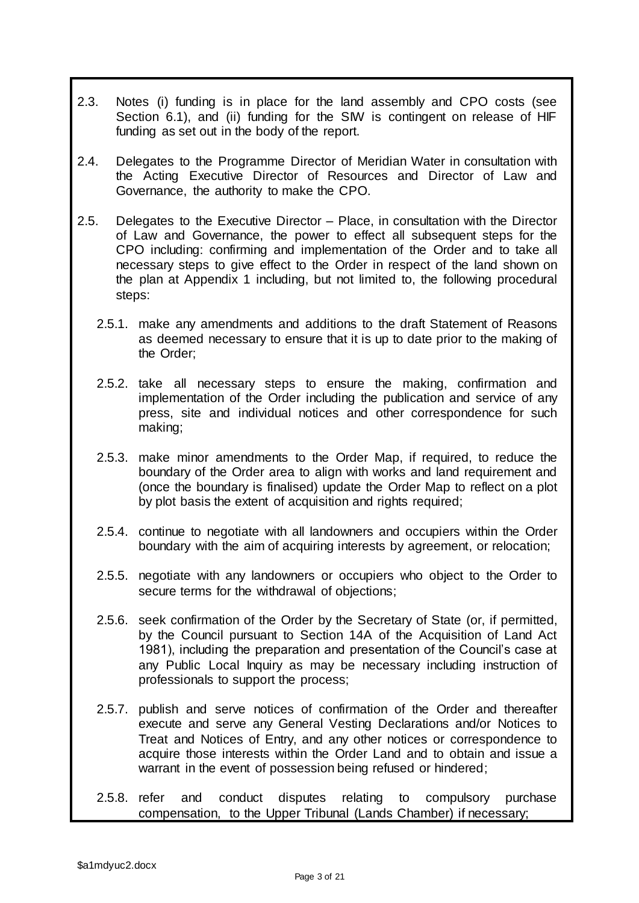2.3. Notes (i) funding is in place for the land assembly and CPO costs (see Section 6.1), and (ii) funding for the SIW is contingent on release of HIF funding as set out in the body of the report.

2.4. Delegates to the Programme Director of Meridian Water in consultation with the Acting Executive Director of Resources and Director of Law and Governance, the authority to make the CPO.

2.5. Delegates to the Executive Director – Place, in consultation with the Director of Law and Governance, the power to effect all subsequent steps for the CPO including: confirming and implementation of the Order and to take all necessary steps to give effect to the Order in respect of the land shown on the plan at Appendix 1 including, but not limited to, the following procedural steps:

   2.5.1. make any amendments and additions to the draft Statement of Reasons as deemed necessary to ensure that it is up to date prior to the making of the Order;

   2.5.2. take all necessary steps to ensure the making, confirmation and implementation of the Order including the publication and service of any press, site and individual notices and other correspondence for such making;

   2.5.3. make minor amendments to the Order Map, if required, to reduce the boundary of the Order area to align with works and land requirement and (once the boundary is finalised) update the Order Map to reflect on a plot by plot basis the extent of acquisition and rights required;

   2.5.4. continue to negotiate with all landowners and occupiers within the Order boundary with the aim of acquiring interests by agreement, or relocation;

   2.5.5. negotiate with any landowners or occupiers who object to the Order to secure terms for the withdrawal of objections;

   2.5.6. seek confirmation of the Order by the Secretary of State (or, if permitted, by the Council pursuant to Section 14A of the Acquisition of Land Act 1981), including the preparation and presentation of the Council's case at any Public Local Inquiry as may be necessary including instruction of professionals to support the process;

   2.5.7. publish and serve notices of confirmation of the Order and thereafter execute and serve any General Vesting Declarations and/or Notices to Treat and Notices of Entry, and any other notices or correspondence to acquire those interests within the Order Land and to obtain and issue a warrant in the event of possession being refused or hindered;

   2.5.8. refer and conduct disputes relating to compulsory purchase compensation, to the Upper Tribunal (Lands Chamber) if necessary;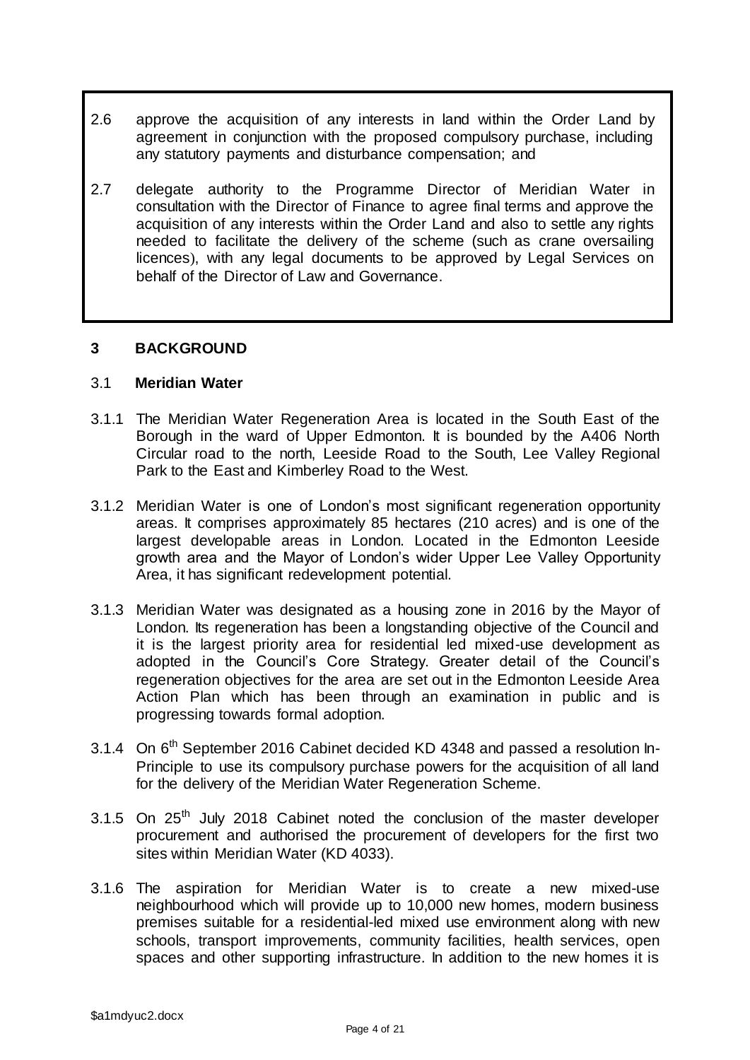2.6 approve the acquisition of any interests in land within the Order Land by agreement in conjunction with the proposed compulsory purchase, including any statutory payments and disturbance compensation; and

2.7 delegate authority to the Programme Director of Meridian Water in consultation with the Director of Finance to agree final terms and approve the acquisition of any interests within the Order Land and also to settle any rights needed to facilitate the delivery of the scheme (such as crane oversailing licences), with any legal documents to be approved by Legal Services on behalf of the Director of Law and Governance.

## 3 BACKGROUND

### 3.1 Meridian Water

3.1.1 The Meridian Water Regeneration Area is located in the South East of the Borough in the ward of Upper Edmonton. It is bounded by the A406 North Circular road to the north, Leeside Road to the South, Lee Valley Regional Park to the East and Kimberley Road to the West.

3.1.2 Meridian Water is one of London's most significant regeneration opportunity areas. It comprises approximately 85 hectares (210 acres) and is one of the largest developable areas in London. Located in the Edmonton Leeside growth area and the Mayor of London's wider Upper Lee Valley Opportunity Area, it has significant redevelopment potential.

3.1.3 Meridian Water was designated as a housing zone in 2016 by the Mayor of London. Its regeneration has been a longstanding objective of the Council and it is the largest priority area for residential led mixed-use development as adopted in the Council's Core Strategy. Greater detail of the Council's regeneration objectives for the area are set out in the Edmonton Leeside Area Action Plan which has been through an examination in public and is progressing towards formal adoption.

3.1.4 On 6th September 2016 Cabinet decided KD 4348 and passed a resolution In-Principle to use its compulsory purchase powers for the acquisition of all land for the delivery of the Meridian Water Regeneration Scheme.

3.1.5 On 25th July 2018 Cabinet noted the conclusion of the master developer procurement and authorised the procurement of developers for the first two sites within Meridian Water (KD 4033).

3.1.6 The aspiration for Meridian Water is to create a new mixed-use neighbourhood which will provide up to 10,000 new homes, modern business premises suitable for a residential-led mixed use environment along with new schools, transport improvements, community facilities, health services, open spaces and other supporting infrastructure. In addition to the new homes it is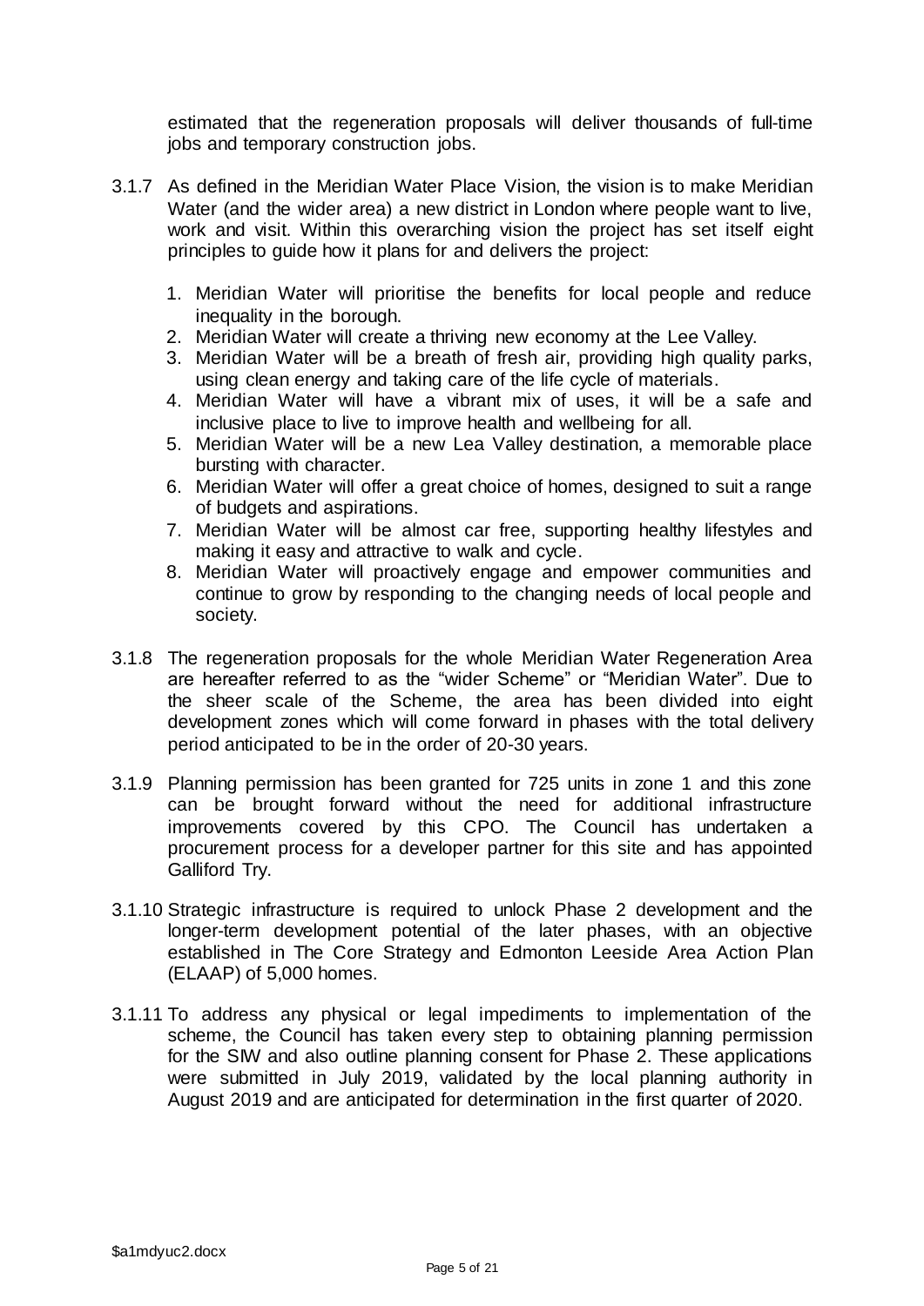estimated that the regeneration proposals will deliver thousands of full-time jobs and temporary construction jobs.

3.1.7 As defined in the Meridian Water Place Vision, the vision is to make Meridian Water (and the wider area) a new district in London where people want to live, work and visit. Within this overarching vision the project has set itself eight principles to guide how it plans for and delivers the project:

1. Meridian Water will prioritise the benefits for local people and reduce inequality in the borough.
2. Meridian Water will create a thriving new economy at the Lee Valley.
3. Meridian Water will be a breath of fresh air, providing high quality parks, using clean energy and taking care of the life cycle of materials.
4. Meridian Water will have a vibrant mix of uses, it will be a safe and inclusive place to live to improve health and wellbeing for all.
5. Meridian Water will be a new Lea Valley destination, a memorable place bursting with character.
6. Meridian Water will offer a great choice of homes, designed to suit a range of budgets and aspirations.
7. Meridian Water will be almost car free, supporting healthy lifestyles and making it easy and attractive to walk and cycle.
8. Meridian Water will proactively engage and empower communities and continue to grow by responding to the changing needs of local people and society.

3.1.8 The regeneration proposals for the whole Meridian Water Regeneration Area are hereafter referred to as the "wider Scheme" or "Meridian Water". Due to the sheer scale of the Scheme, the area has been divided into eight development zones which will come forward in phases with the total delivery period anticipated to be in the order of 20-30 years.

3.1.9 Planning permission has been granted for 725 units in zone 1 and this zone can be brought forward without the need for additional infrastructure improvements covered by this CPO. The Council has undertaken a procurement process for a developer partner for this site and has appointed Galliford Try.

3.1.10 Strategic infrastructure is required to unlock Phase 2 development and the longer-term development potential of the later phases, with an objective established in The Core Strategy and Edmonton Leeside Area Action Plan (ELAAP) of 5,000 homes.

3.1.11 To address any physical or legal impediments to implementation of the scheme, the Council has taken every step to obtaining planning permission for the SIW and also outline planning consent for Phase 2. These applications were submitted in July 2019, validated by the local planning authority in August 2019 and are anticipated for determination in the first quarter of 2020.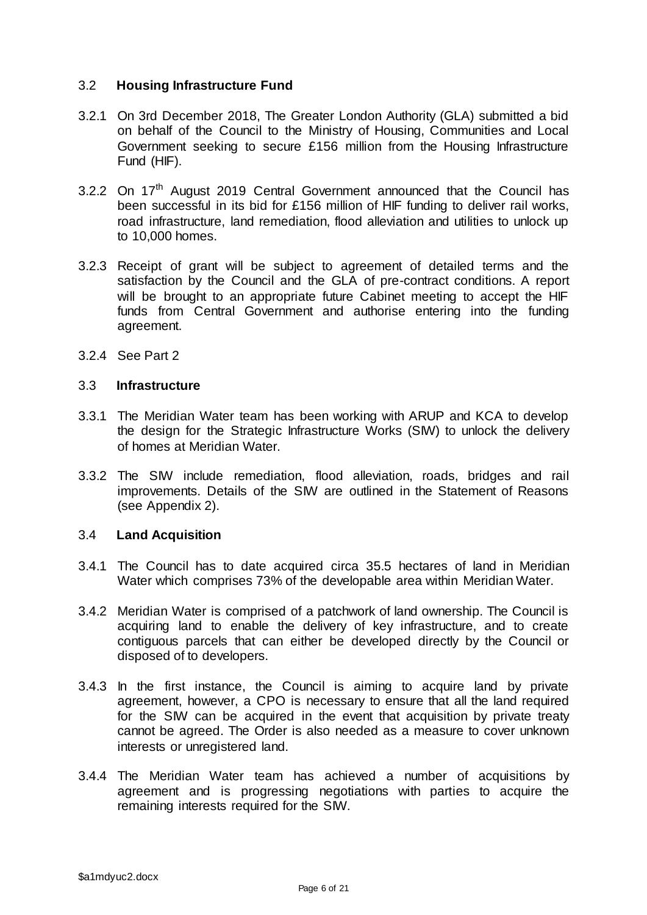### 3.2 **Housing Infrastructure Fund**

3.2.1 On 3rd December 2018, The Greater London Authority (GLA) submitted a bid on behalf of the Council to the Ministry of Housing, Communities and Local Government seeking to secure £156 million from the Housing Infrastructure Fund (HIF).

3.2.2 On 17th August 2019 Central Government announced that the Council has been successful in its bid for £156 million of HIF funding to deliver rail works, road infrastructure, land remediation, flood alleviation and utilities to unlock up to 10,000 homes.

3.2.3 Receipt of grant will be subject to agreement of detailed terms and the satisfaction by the Council and the GLA of pre-contract conditions. A report will be brought to an appropriate future Cabinet meeting to accept the HIF funds from Central Government and authorise entering into the funding agreement.

3.2.4 See Part 2

### 3.3 **Infrastructure**

3.3.1 The Meridian Water team has been working with ARUP and KCA to develop the design for the Strategic Infrastructure Works (SIW) to unlock the delivery of homes at Meridian Water.

3.3.2 The SIW include remediation, flood alleviation, roads, bridges and rail improvements. Details of the SIW are outlined in the Statement of Reasons (see Appendix 2).

### 3.4 **Land Acquisition**

3.4.1 The Council has to date acquired circa 35.5 hectares of land in Meridian Water which comprises 73% of the developable area within Meridian Water.

3.4.2 Meridian Water is comprised of a patchwork of land ownership. The Council is acquiring land to enable the delivery of key infrastructure, and to create contiguous parcels that can either be developed directly by the Council or disposed of to developers.

3.4.3 In the first instance, the Council is aiming to acquire land by private agreement, however, a CPO is necessary to ensure that all the land required for the SIW can be acquired in the event that acquisition by private treaty cannot be agreed. The Order is also needed as a measure to cover unknown interests or unregistered land.

3.4.4 The Meridian Water team has achieved a number of acquisitions by agreement and is progressing negotiations with parties to acquire the remaining interests required for the SIW.

$a1mdyuc2.docx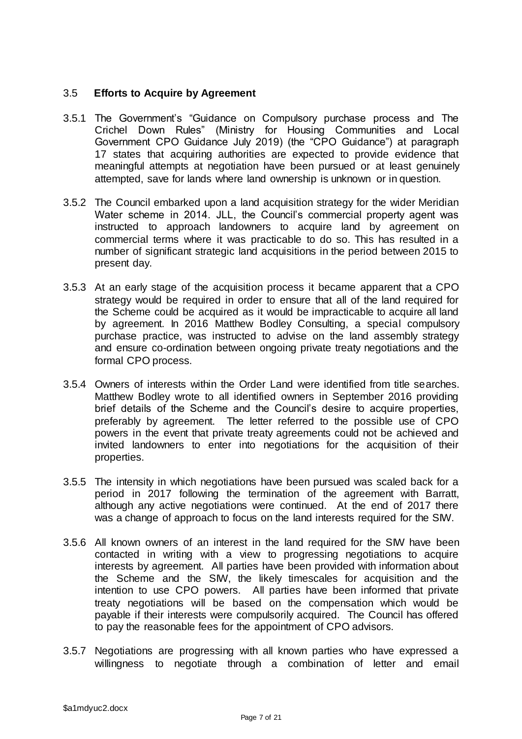### 3.5 Efforts to Acquire by Agreement

3.5.1 The Government's "Guidance on Compulsory purchase process and The Crichel Down Rules" (Ministry for Housing Communities and Local Government CPO Guidance July 2019) (the "CPO Guidance") at paragraph 17 states that acquiring authorities are expected to provide evidence that meaningful attempts at negotiation have been pursued or at least genuinely attempted, save for lands where land ownership is unknown or in question.

3.5.2 The Council embarked upon a land acquisition strategy for the wider Meridian Water scheme in 2014. JLL, the Council's commercial property agent was instructed to approach landowners to acquire land by agreement on commercial terms where it was practicable to do so. This has resulted in a number of significant strategic land acquisitions in the period between 2015 to present day.

3.5.3 At an early stage of the acquisition process it became apparent that a CPO strategy would be required in order to ensure that all of the land required for the Scheme could be acquired as it would be impracticable to acquire all land by agreement. In 2016 Matthew Bodley Consulting, a special compulsory purchase practice, was instructed to advise on the land assembly strategy and ensure co-ordination between ongoing private treaty negotiations and the formal CPO process.

3.5.4 Owners of interests within the Order Land were identified from title searches. Matthew Bodley wrote to all identified owners in September 2016 providing brief details of the Scheme and the Council's desire to acquire properties, preferably by agreement. The letter referred to the possible use of CPO powers in the event that private treaty agreements could not be achieved and invited landowners to enter into negotiations for the acquisition of their properties.

3.5.5 The intensity in which negotiations have been pursued was scaled back for a period in 2017 following the termination of the agreement with Barratt, although any active negotiations were continued. At the end of 2017 there was a change of approach to focus on the land interests required for the SIW.

3.5.6 All known owners of an interest in the land required for the SIW have been contacted in writing with a view to progressing negotiations to acquire interests by agreement. All parties have been provided with information about the Scheme and the SIW, the likely timescales for acquisition and the intention to use CPO powers. All parties have been informed that private treaty negotiations will be based on the compensation which would be payable if their interests were compulsorily acquired. The Council has offered to pay the reasonable fees for the appointment of CPO advisors.

3.5.7 Negotiations are progressing with all known parties who have expressed a willingness to negotiate through a combination of letter and email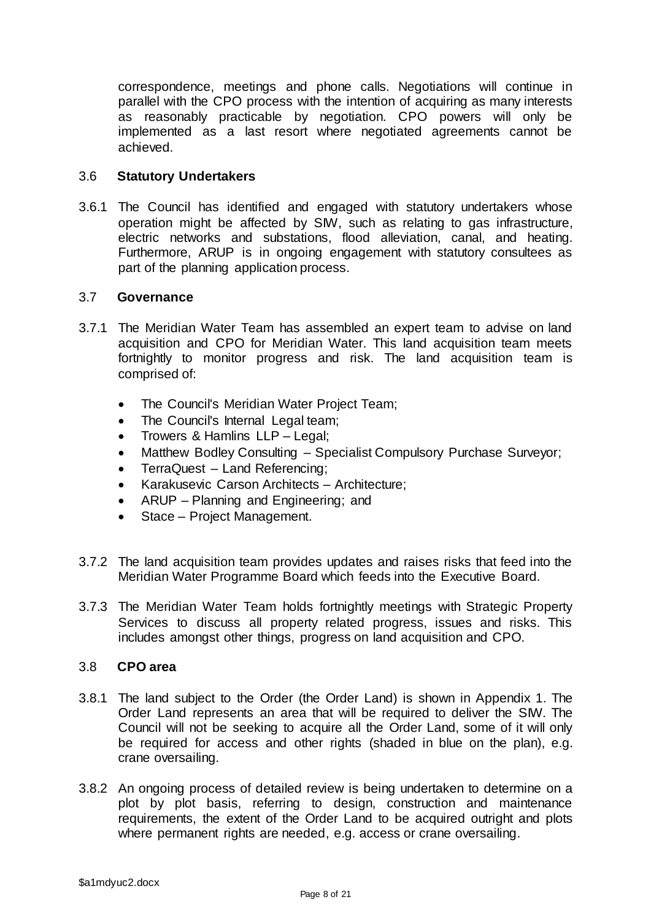correspondence, meetings and phone calls. Negotiations will continue in parallel with the CPO process with the intention of acquiring as many interests as reasonably practicable by negotiation. CPO powers will only be implemented as a last resort where negotiated agreements cannot be achieved.

### 3.6 Statutory Undertakers

3.6.1 The Council has identified and engaged with statutory undertakers whose operation might be affected by SIW, such as relating to gas infrastructure, electric networks and substations, flood alleviation, canal, and heating. Furthermore, ARUP is in ongoing engagement with statutory consultees as part of the planning application process.

### 3.7 Governance

3.7.1 The Meridian Water Team has assembled an expert team to advise on land acquisition and CPO for Meridian Water. This land acquisition team meets fortnightly to monitor progress and risk. The land acquisition team is comprised of:

- The Council's Meridian Water Project Team;
- The Council's Internal Legal team;
- Trowers & Hamlins LLP – Legal;
- Matthew Bodley Consulting – Specialist Compulsory Purchase Surveyor;
- TerraQuest – Land Referencing;
- Karakusevic Carson Architects – Architecture;
- ARUP – Planning and Engineering; and
- Stace – Project Management.

3.7.2 The land acquisition team provides updates and raises risks that feed into the Meridian Water Programme Board which feeds into the Executive Board.

3.7.3 The Meridian Water Team holds fortnightly meetings with Strategic Property Services to discuss all property related progress, issues and risks. This includes amongst other things, progress on land acquisition and CPO.

### 3.8 CPO area

3.8.1 The land subject to the Order (the Order Land) is shown in Appendix 1. The Order Land represents an area that will be required to deliver the SIW. The Council will not be seeking to acquire all the Order Land, some of it will only be required for access and other rights (shaded in blue on the plan), e.g. crane oversailing.

3.8.2 An ongoing process of detailed review is being undertaken to determine on a plot by plot basis, referring to design, construction and maintenance requirements, the extent of the Order Land to be acquired outright and plots where permanent rights are needed, e.g. access or crane oversailing.

\$a1mdyuc2.docx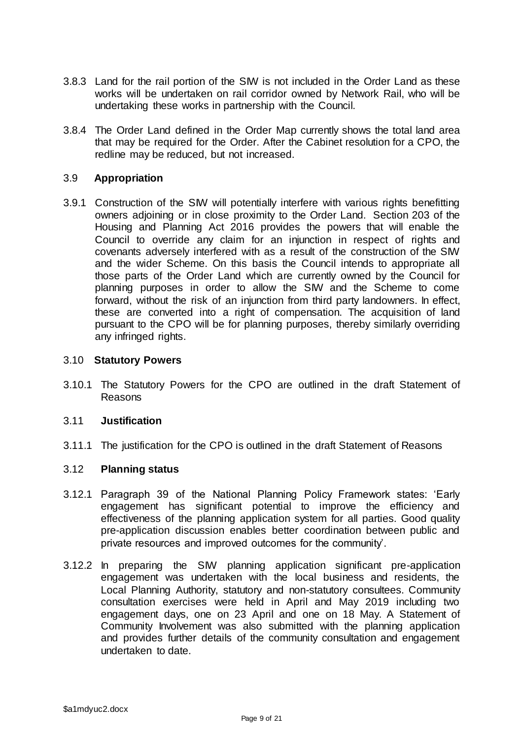3.8.3 Land for the rail portion of the SIW is not included in the Order Land as these works will be undertaken on rail corridor owned by Network Rail, who will be undertaking these works in partnership with the Council.

3.8.4 The Order Land defined in the Order Map currently shows the total land area that may be required for the Order. After the Cabinet resolution for a CPO, the redline may be reduced, but not increased.

### 3.9 Appropriation

3.9.1 Construction of the SIW will potentially interfere with various rights benefitting owners adjoining or in close proximity to the Order Land. Section 203 of the Housing and Planning Act 2016 provides the powers that will enable the Council to override any claim for an injunction in respect of rights and covenants adversely interfered with as a result of the construction of the SIW and the wider Scheme. On this basis the Council intends to appropriate all those parts of the Order Land which are currently owned by the Council for planning purposes in order to allow the SIW and the Scheme to come forward, without the risk of an injunction from third party landowners. In effect, these are converted into a right of compensation. The acquisition of land pursuant to the CPO will be for planning purposes, thereby similarly overriding any infringed rights.

### 3.10 Statutory Powers

3.10.1 The Statutory Powers for the CPO are outlined in the draft Statement of Reasons

### 3.11 Justification

3.11.1 The justification for the CPO is outlined in the draft Statement of Reasons

### 3.12 Planning status

3.12.1 Paragraph 39 of the National Planning Policy Framework states: 'Early engagement has significant potential to improve the efficiency and effectiveness of the planning application system for all parties. Good quality pre-application discussion enables better coordination between public and private resources and improved outcomes for the community'.

3.12.2 In preparing the SIW planning application significant pre-application engagement was undertaken with the local business and residents, the Local Planning Authority, statutory and non-statutory consultees. Community consultation exercises were held in April and May 2019 including two engagement days, one on 23 April and one on 18 May. A Statement of Community Involvement was also submitted with the planning application and provides further details of the community consultation and engagement undertaken to date.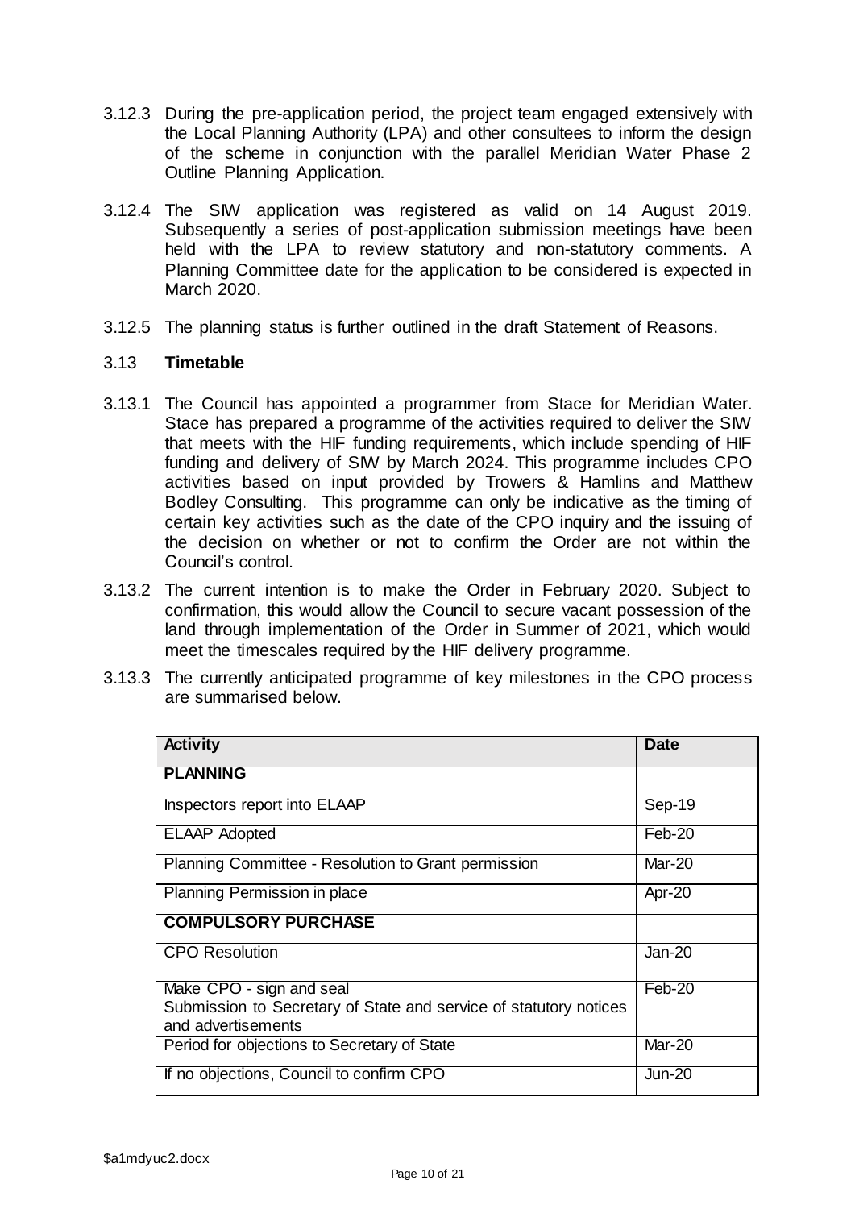3.12.3 During the pre-application period, the project team engaged extensively with the Local Planning Authority (LPA) and other consultees to inform the design of the scheme in conjunction with the parallel Meridian Water Phase 2 Outline Planning Application.

3.12.4 The SIW application was registered as valid on 14 August 2019. Subsequently a series of post-application submission meetings have been held with the LPA to review statutory and non-statutory comments. A Planning Committee date for the application to be considered is expected in March 2020.

3.12.5 The planning status is further outlined in the draft Statement of Reasons.

### 3.13 **Timetable**

3.13.1 The Council has appointed a programmer from Stace for Meridian Water. Stace has prepared a programme of the activities required to deliver the SIW that meets with the HIF funding requirements, which include spending of HIF funding and delivery of SIW by March 2024. This programme includes CPO activities based on input provided by Trowers & Hamlins and Matthew Bodley Consulting. This programme can only be indicative as the timing of certain key activities such as the date of the CPO inquiry and the issuing of the decision on whether or not to confirm the Order are not within the Council's control.

3.13.2 The current intention is to make the Order in February 2020. Subject to confirmation, this would allow the Council to secure vacant possession of the land through implementation of the Order in Summer of 2021, which would meet the timescales required by the HIF delivery programme.

3.13.3 The currently anticipated programme of key milestones in the CPO process are summarised below.

| **Activity** | **Date** |
|---|---|
| **PLANNING** | |
| Inspectors report into ELAAP | Sep-19 |
| ELAAP Adopted | Feb-20 |
| Planning Committee - Resolution to Grant permission | Mar-20 |
| Planning Permission in place | Apr-20 |
| **COMPULSORY PURCHASE** | |
| CPO Resolution | Jan-20 |
| Make CPO - sign and seal<br>Submission to Secretary of State and service of statutory notices and advertisements | Feb-20 |
| Period for objections to Secretary of State | Mar-20 |
| If no objections, Council to confirm CPO | Jun-20 |

$a1mdyuc2.docx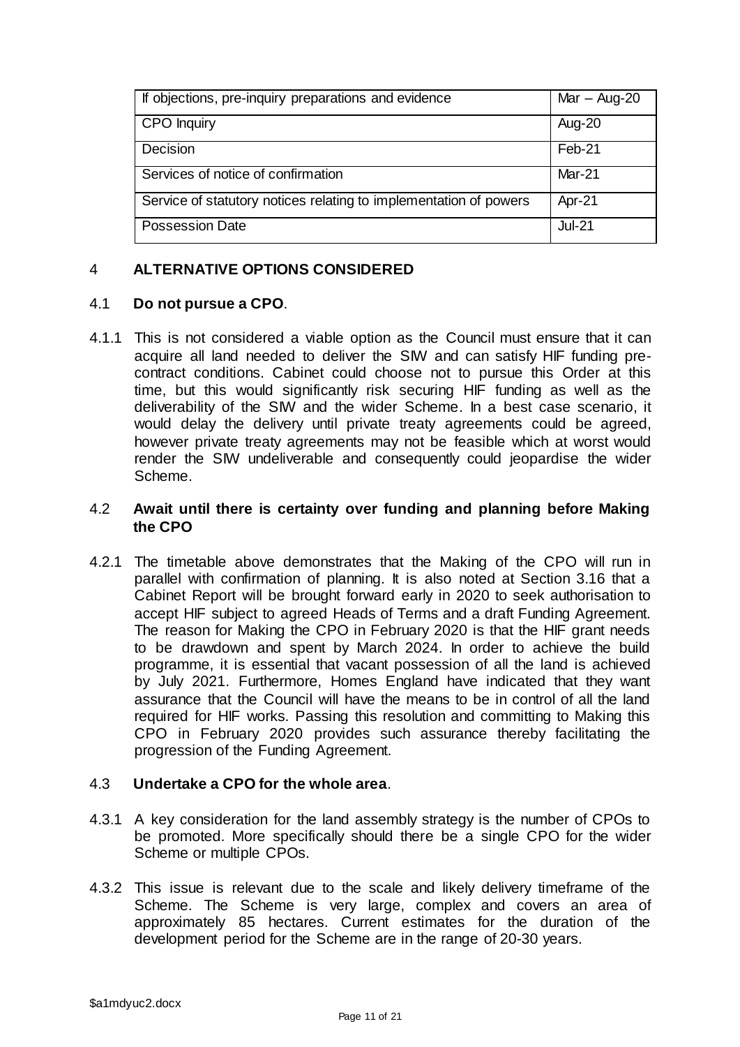| If objections, pre-inquiry preparations and evidence | Mar – Aug-20 |
|---|---|
| CPO Inquiry | Aug-20 |
| Decision | Feb-21 |
| Services of notice of confirmation | Mar-21 |
| Service of statutory notices relating to implementation of powers | Apr-21 |
| Possession Date | Jul-21 |

## 4 ALTERNATIVE OPTIONS CONSIDERED

### 4.1 Do not pursue a CPO.

4.1.1 This is not considered a viable option as the Council must ensure that it can acquire all land needed to deliver the SIW and can satisfy HIF funding pre-contract conditions. Cabinet could choose not to pursue this Order at this time, but this would significantly risk securing HIF funding as well as the deliverability of the SIW and the wider Scheme. In a best case scenario, it would delay the delivery until private treaty agreements could be agreed, however private treaty agreements may not be feasible which at worst would render the SIW undeliverable and consequently could jeopardise the wider Scheme.

### 4.2 Await until there is certainty over funding and planning before Making the CPO

4.2.1 The timetable above demonstrates that the Making of the CPO will run in parallel with confirmation of planning. It is also noted at Section 3.16 that a Cabinet Report will be brought forward early in 2020 to seek authorisation to accept HIF subject to agreed Heads of Terms and a draft Funding Agreement. The reason for Making the CPO in February 2020 is that the HIF grant needs to be drawdown and spent by March 2024. In order to achieve the build programme, it is essential that vacant possession of all the land is achieved by July 2021. Furthermore, Homes England have indicated that they want assurance that the Council will have the means to be in control of all the land required for HIF works. Passing this resolution and committing to Making this CPO in February 2020 provides such assurance thereby facilitating the progression of the Funding Agreement.

### 4.3 Undertake a CPO for the whole area.

4.3.1 A key consideration for the land assembly strategy is the number of CPOs to be promoted. More specifically should there be a single CPO for the wider Scheme or multiple CPOs.

4.3.2 This issue is relevant due to the scale and likely delivery timeframe of the Scheme. The Scheme is very large, complex and covers an area of approximately 85 hectares. Current estimates for the duration of the development period for the Scheme are in the range of 20-30 years.

$a1mdyuc2.docx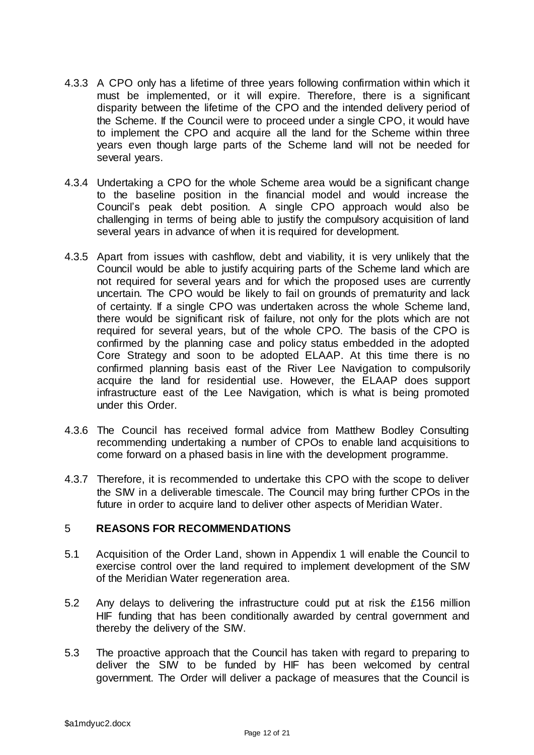4.3.3 A CPO only has a lifetime of three years following confirmation within which it must be implemented, or it will expire. Therefore, there is a significant disparity between the lifetime of the CPO and the intended delivery period of the Scheme. If the Council were to proceed under a single CPO, it would have to implement the CPO and acquire all the land for the Scheme within three years even though large parts of the Scheme land will not be needed for several years.

4.3.4 Undertaking a CPO for the whole Scheme area would be a significant change to the baseline position in the financial model and would increase the Council's peak debt position. A single CPO approach would also be challenging in terms of being able to justify the compulsory acquisition of land several years in advance of when it is required for development.

4.3.5 Apart from issues with cashflow, debt and viability, it is very unlikely that the Council would be able to justify acquiring parts of the Scheme land which are not required for several years and for which the proposed uses are currently uncertain. The CPO would be likely to fail on grounds of prematurity and lack of certainty. If a single CPO was undertaken across the whole Scheme land, there would be significant risk of failure, not only for the plots which are not required for several years, but of the whole CPO. The basis of the CPO is confirmed by the planning case and policy status embedded in the adopted Core Strategy and soon to be adopted ELAAP. At this time there is no confirmed planning basis east of the River Lee Navigation to compulsorily acquire the land for residential use. However, the ELAAP does support infrastructure east of the Lee Navigation, which is what is being promoted under this Order.

4.3.6 The Council has received formal advice from Matthew Bodley Consulting recommending undertaking a number of CPOs to enable land acquisitions to come forward on a phased basis in line with the development programme.

4.3.7 Therefore, it is recommended to undertake this CPO with the scope to deliver the SIW in a deliverable timescale. The Council may bring further CPOs in the future in order to acquire land to deliver other aspects of Meridian Water.

## 5 REASONS FOR RECOMMENDATIONS

5.1 Acquisition of the Order Land, shown in Appendix 1 will enable the Council to exercise control over the land required to implement development of the SIW of the Meridian Water regeneration area.

5.2 Any delays to delivering the infrastructure could put at risk the £156 million HIF funding that has been conditionally awarded by central government and thereby the delivery of the SIW.

5.3 The proactive approach that the Council has taken with regard to preparing to deliver the SIW to be funded by HIF has been welcomed by central government. The Order will deliver a package of measures that the Council is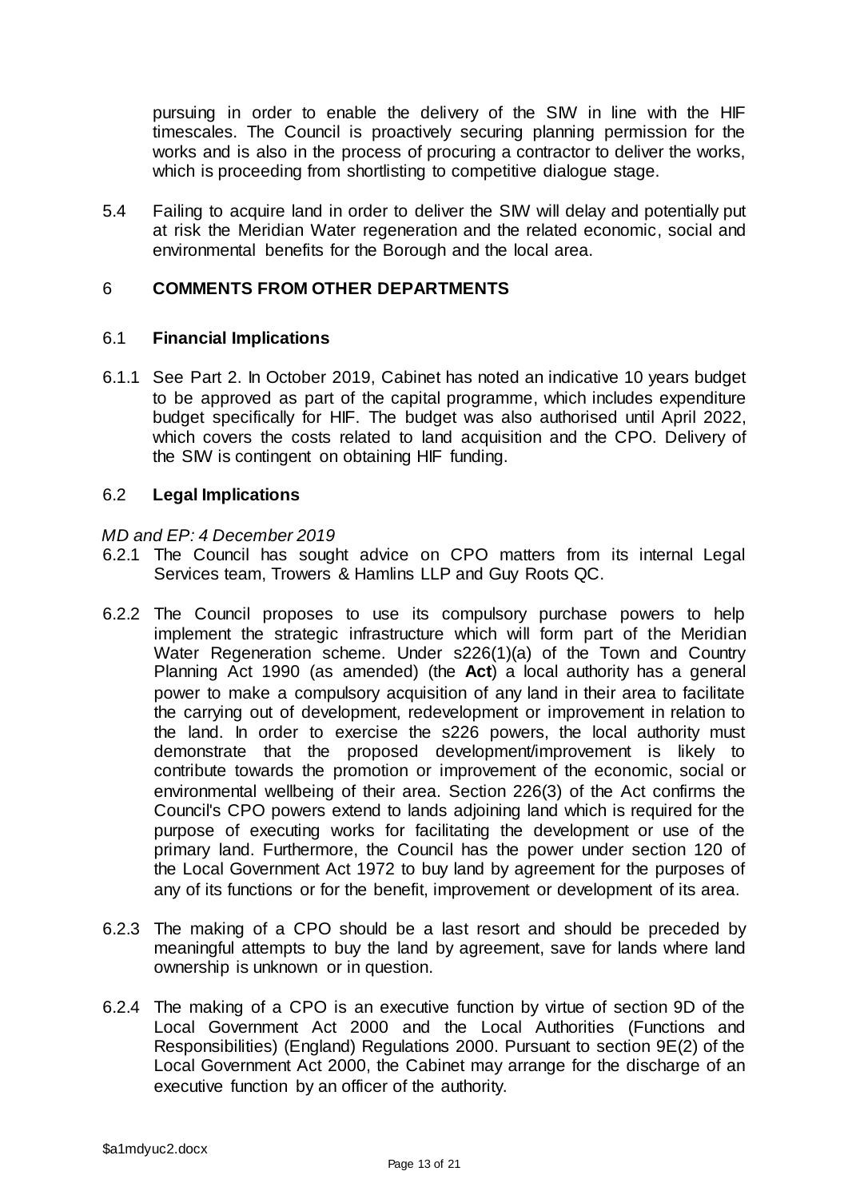pursuing in order to enable the delivery of the SIW in line with the HIF timescales. The Council is proactively securing planning permission for the works and is also in the process of procuring a contractor to deliver the works, which is proceeding from shortlisting to competitive dialogue stage.

5.4 Failing to acquire land in order to deliver the SIW will delay and potentially put at risk the Meridian Water regeneration and the related economic, social and environmental benefits for the Borough and the local area.

## 6 COMMENTS FROM OTHER DEPARTMENTS

### 6.1 Financial Implications

6.1.1 See Part 2. In October 2019, Cabinet has noted an indicative 10 years budget to be approved as part of the capital programme, which includes expenditure budget specifically for HIF. The budget was also authorised until April 2022, which covers the costs related to land acquisition and the CPO. Delivery of the SIW is contingent on obtaining HIF funding.

### 6.2 Legal Implications

*MD and EP: 4 December 2019*

6.2.1 The Council has sought advice on CPO matters from its internal Legal Services team, Trowers & Hamlins LLP and Guy Roots QC.

6.2.2 The Council proposes to use its compulsory purchase powers to help implement the strategic infrastructure which will form part of the Meridian Water Regeneration scheme. Under s226(1)(a) of the Town and Country Planning Act 1990 (as amended) (the **Act**) a local authority has a general power to make a compulsory acquisition of any land in their area to facilitate the carrying out of development, redevelopment or improvement in relation to the land. In order to exercise the s226 powers, the local authority must demonstrate that the proposed development/improvement is likely to contribute towards the promotion or improvement of the economic, social or environmental wellbeing of their area. Section 226(3) of the Act confirms the Council's CPO powers extend to lands adjoining land which is required for the purpose of executing works for facilitating the development or use of the primary land. Furthermore, the Council has the power under section 120 of the Local Government Act 1972 to buy land by agreement for the purposes of any of its functions or for the benefit, improvement or development of its area.

6.2.3 The making of a CPO should be a last resort and should be preceded by meaningful attempts to buy the land by agreement, save for lands where land ownership is unknown or in question.

6.2.4 The making of a CPO is an executive function by virtue of section 9D of the Local Government Act 2000 and the Local Authorities (Functions and Responsibilities) (England) Regulations 2000. Pursuant to section 9E(2) of the Local Government Act 2000, the Cabinet may arrange for the discharge of an executive function by an officer of the authority.

$a1mdyuc2.docx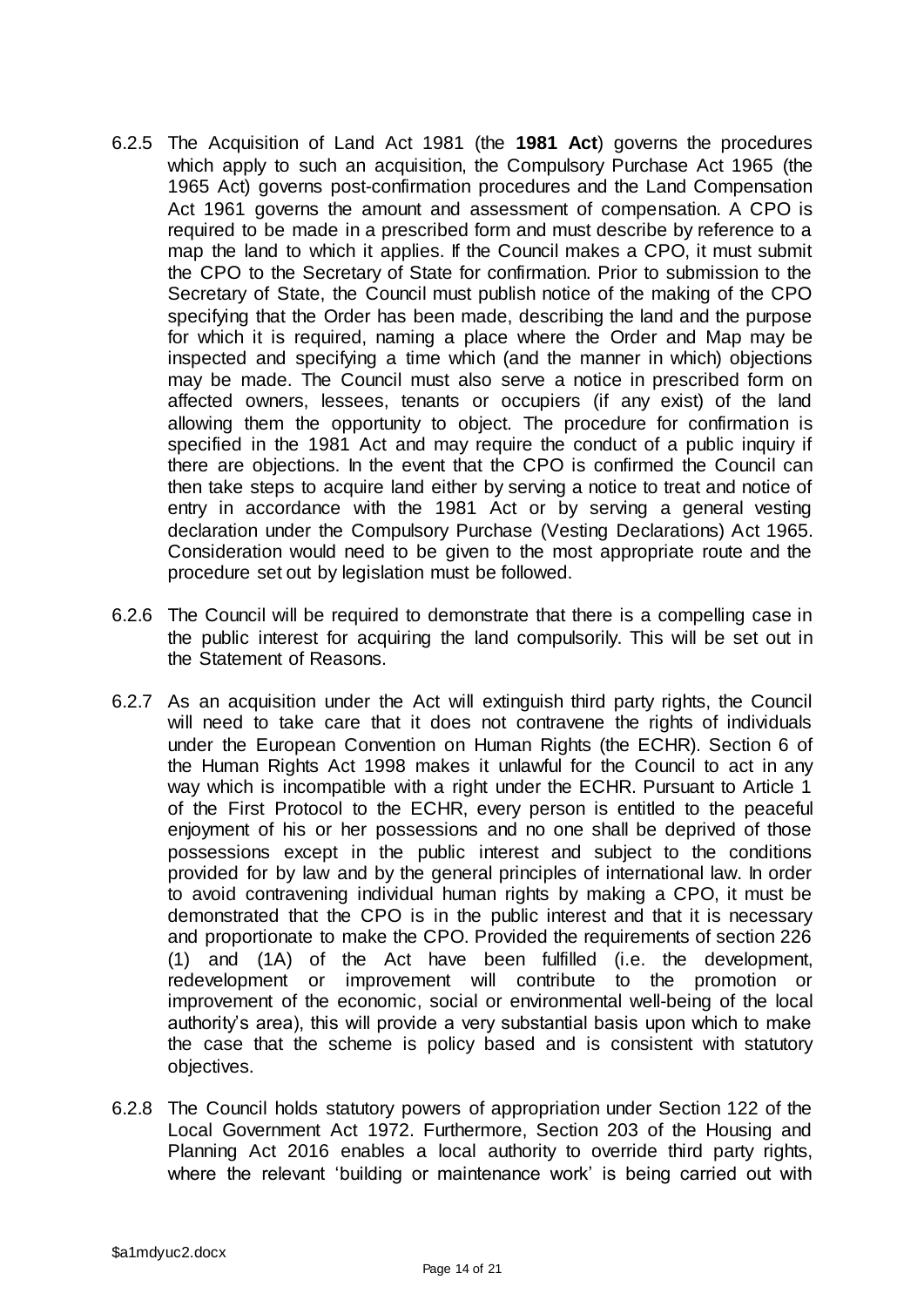6.2.5 The Acquisition of Land Act 1981 (the **1981 Act**) governs the procedures which apply to such an acquisition, the Compulsory Purchase Act 1965 (the 1965 Act) governs post-confirmation procedures and the Land Compensation Act 1961 governs the amount and assessment of compensation. A CPO is required to be made in a prescribed form and must describe by reference to a map the land to which it applies. If the Council makes a CPO, it must submit the CPO to the Secretary of State for confirmation. Prior to submission to the Secretary of State, the Council must publish notice of the making of the CPO specifying that the Order has been made, describing the land and the purpose for which it is required, naming a place where the Order and Map may be inspected and specifying a time which (and the manner in which) objections may be made. The Council must also serve a notice in prescribed form on affected owners, lessees, tenants or occupiers (if any exist) of the land allowing them the opportunity to object. The procedure for confirmation is specified in the 1981 Act and may require the conduct of a public inquiry if there are objections. In the event that the CPO is confirmed the Council can then take steps to acquire land either by serving a notice to treat and notice of entry in accordance with the 1981 Act or by serving a general vesting declaration under the Compulsory Purchase (Vesting Declarations) Act 1965. Consideration would need to be given to the most appropriate route and the procedure set out by legislation must be followed.

6.2.6 The Council will be required to demonstrate that there is a compelling case in the public interest for acquiring the land compulsorily. This will be set out in the Statement of Reasons.

6.2.7 As an acquisition under the Act will extinguish third party rights, the Council will need to take care that it does not contravene the rights of individuals under the European Convention on Human Rights (the ECHR). Section 6 of the Human Rights Act 1998 makes it unlawful for the Council to act in any way which is incompatible with a right under the ECHR. Pursuant to Article 1 of the First Protocol to the ECHR, every person is entitled to the peaceful enjoyment of his or her possessions and no one shall be deprived of those possessions except in the public interest and subject to the conditions provided for by law and by the general principles of international law. In order to avoid contravening individual human rights by making a CPO, it must be demonstrated that the CPO is in the public interest and that it is necessary and proportionate to make the CPO. Provided the requirements of section 226 (1) and (1A) of the Act have been fulfilled (i.e. the development, redevelopment or improvement will contribute to the promotion or improvement of the economic, social or environmental well-being of the local authority's area), this will provide a very substantial basis upon which to make the case that the scheme is policy based and is consistent with statutory objectives.

6.2.8 The Council holds statutory powers of appropriation under Section 122 of the Local Government Act 1972. Furthermore, Section 203 of the Housing and Planning Act 2016 enables a local authority to override third party rights, where the relevant 'building or maintenance work' is being carried out with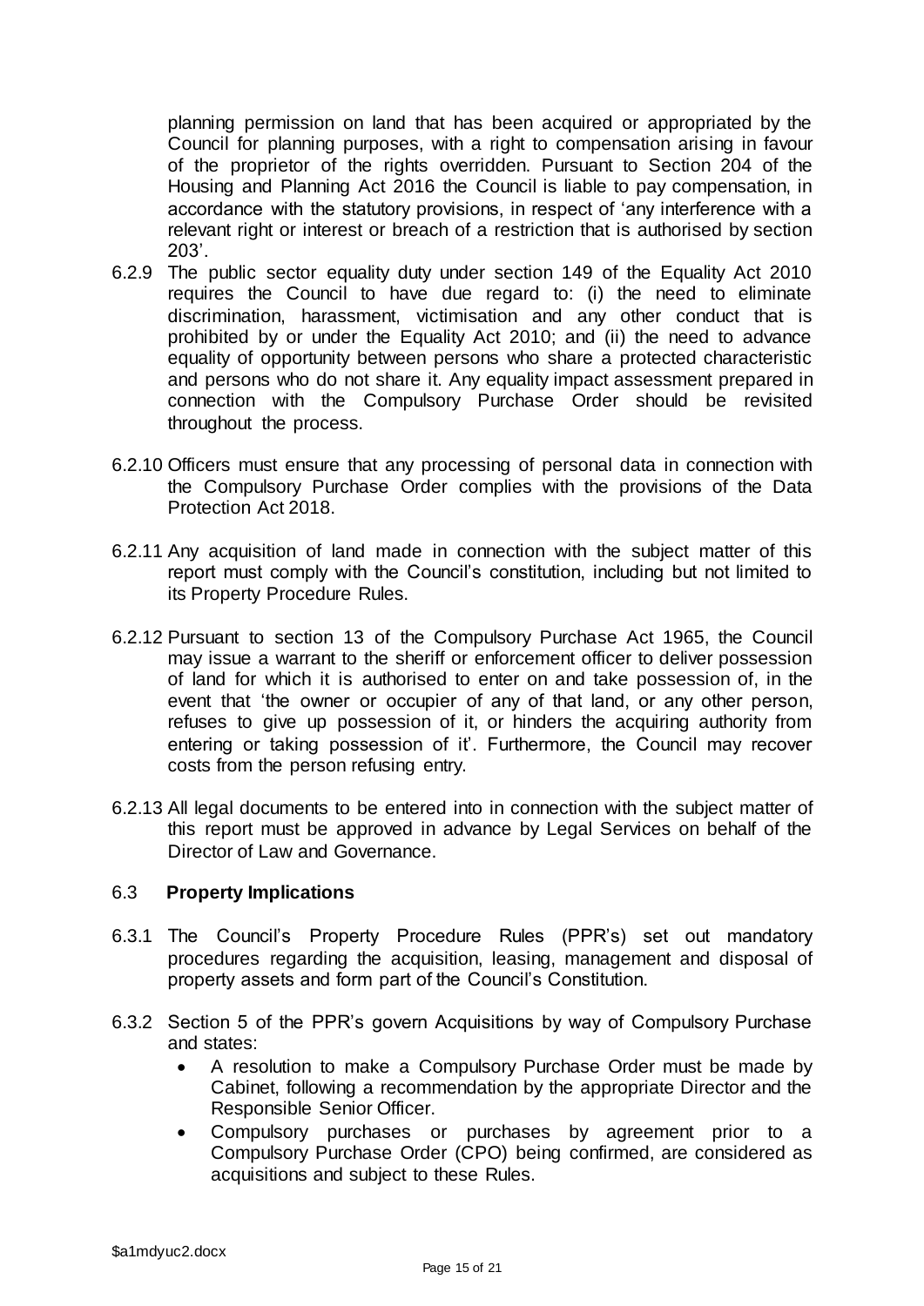planning permission on land that has been acquired or appropriated by the Council for planning purposes, with a right to compensation arising in favour of the proprietor of the rights overridden. Pursuant to Section 204 of the Housing and Planning Act 2016 the Council is liable to pay compensation, in accordance with the statutory provisions, in respect of 'any interference with a relevant right or interest or breach of a restriction that is authorised by section 203'.

6.2.9 The public sector equality duty under section 149 of the Equality Act 2010 requires the Council to have due regard to: (i) the need to eliminate discrimination, harassment, victimisation and any other conduct that is prohibited by or under the Equality Act 2010; and (ii) the need to advance equality of opportunity between persons who share a protected characteristic and persons who do not share it. Any equality impact assessment prepared in connection with the Compulsory Purchase Order should be revisited throughout the process.

6.2.10 Officers must ensure that any processing of personal data in connection with the Compulsory Purchase Order complies with the provisions of the Data Protection Act 2018.

6.2.11 Any acquisition of land made in connection with the subject matter of this report must comply with the Council's constitution, including but not limited to its Property Procedure Rules.

6.2.12 Pursuant to section 13 of the Compulsory Purchase Act 1965, the Council may issue a warrant to the sheriff or enforcement officer to deliver possession of land for which it is authorised to enter on and take possession of, in the event that 'the owner or occupier of any of that land, or any other person, refuses to give up possession of it, or hinders the acquiring authority from entering or taking possession of it'. Furthermore, the Council may recover costs from the person refusing entry.

6.2.13 All legal documents to be entered into in connection with the subject matter of this report must be approved in advance by Legal Services on behalf of the Director of Law and Governance.

## 6.3 **Property Implications**

6.3.1 The Council's Property Procedure Rules (PPR's) set out mandatory procedures regarding the acquisition, leasing, management and disposal of property assets and form part of the Council's Constitution.

6.3.2 Section 5 of the PPR's govern Acquisitions by way of Compulsory Purchase and states:

- A resolution to make a Compulsory Purchase Order must be made by Cabinet, following a recommendation by the appropriate Director and the Responsible Senior Officer.
- Compulsory purchases or purchases by agreement prior to a Compulsory Purchase Order (CPO) being confirmed, are considered as acquisitions and subject to these Rules.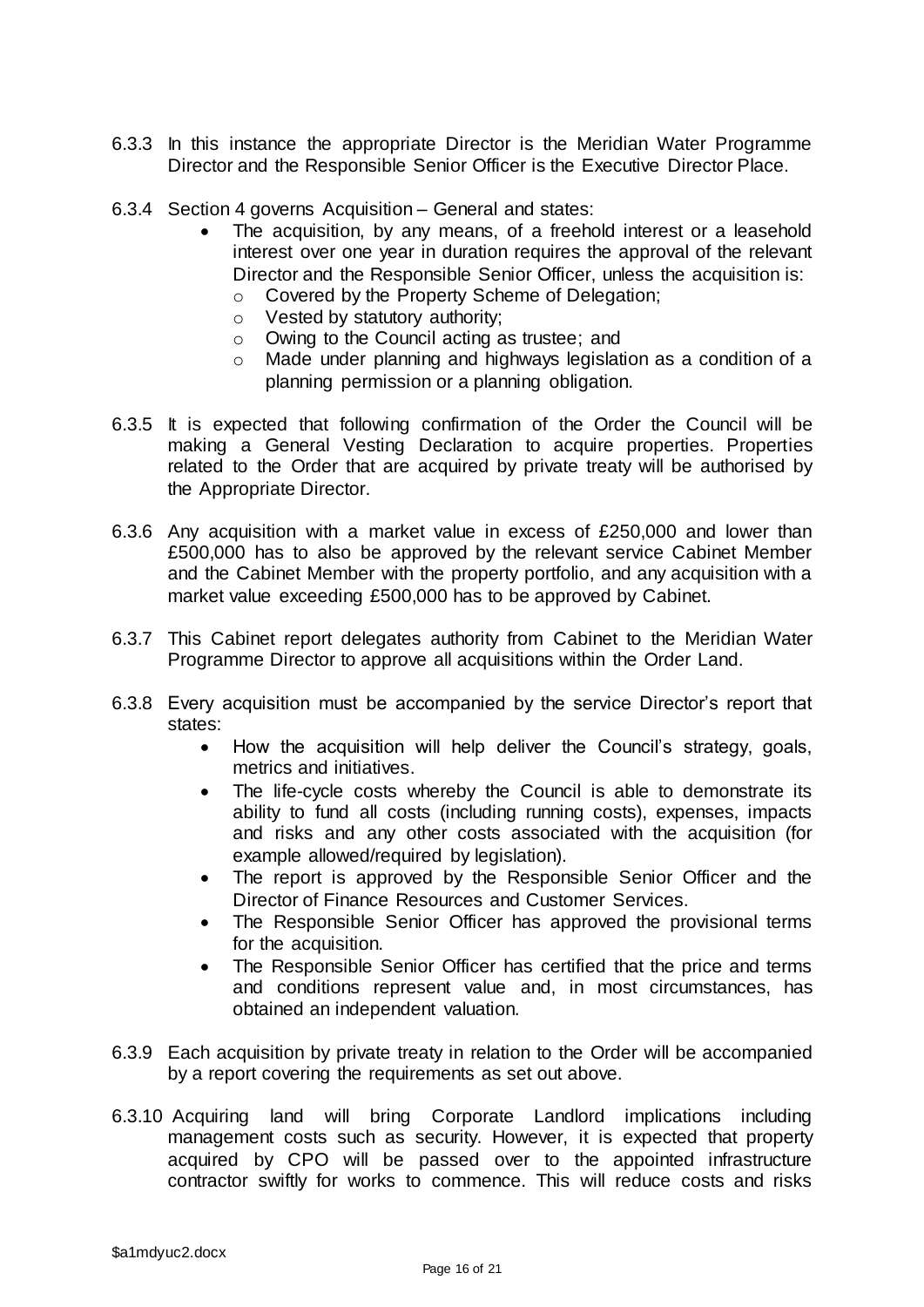6.3.3 In this instance the appropriate Director is the Meridian Water Programme Director and the Responsible Senior Officer is the Executive Director Place.

6.3.4 Section 4 governs Acquisition – General and states:

- The acquisition, by any means, of a freehold interest or a leasehold interest over one year in duration requires the approval of the relevant Director and the Responsible Senior Officer, unless the acquisition is:
  - Covered by the Property Scheme of Delegation;
  - Vested by statutory authority;
  - Owing to the Council acting as trustee; and
  - Made under planning and highways legislation as a condition of a planning permission or a planning obligation.

6.3.5 It is expected that following confirmation of the Order the Council will be making a General Vesting Declaration to acquire properties. Properties related to the Order that are acquired by private treaty will be authorised by the Appropriate Director.

6.3.6 Any acquisition with a market value in excess of £250,000 and lower than £500,000 has to also be approved by the relevant service Cabinet Member and the Cabinet Member with the property portfolio, and any acquisition with a market value exceeding £500,000 has to be approved by Cabinet.

6.3.7 This Cabinet report delegates authority from Cabinet to the Meridian Water Programme Director to approve all acquisitions within the Order Land.

6.3.8 Every acquisition must be accompanied by the service Director's report that states:

- How the acquisition will help deliver the Council's strategy, goals, metrics and initiatives.
- The life-cycle costs whereby the Council is able to demonstrate its ability to fund all costs (including running costs), expenses, impacts and risks and any other costs associated with the acquisition (for example allowed/required by legislation).
- The report is approved by the Responsible Senior Officer and the Director of Finance Resources and Customer Services.
- The Responsible Senior Officer has approved the provisional terms for the acquisition.
- The Responsible Senior Officer has certified that the price and terms and conditions represent value and, in most circumstances, has obtained an independent valuation.

6.3.9 Each acquisition by private treaty in relation to the Order will be accompanied by a report covering the requirements as set out above.

6.3.10 Acquiring land will bring Corporate Landlord implications including management costs such as security. However, it is expected that property acquired by CPO will be passed over to the appointed infrastructure contractor swiftly for works to commence. This will reduce costs and risks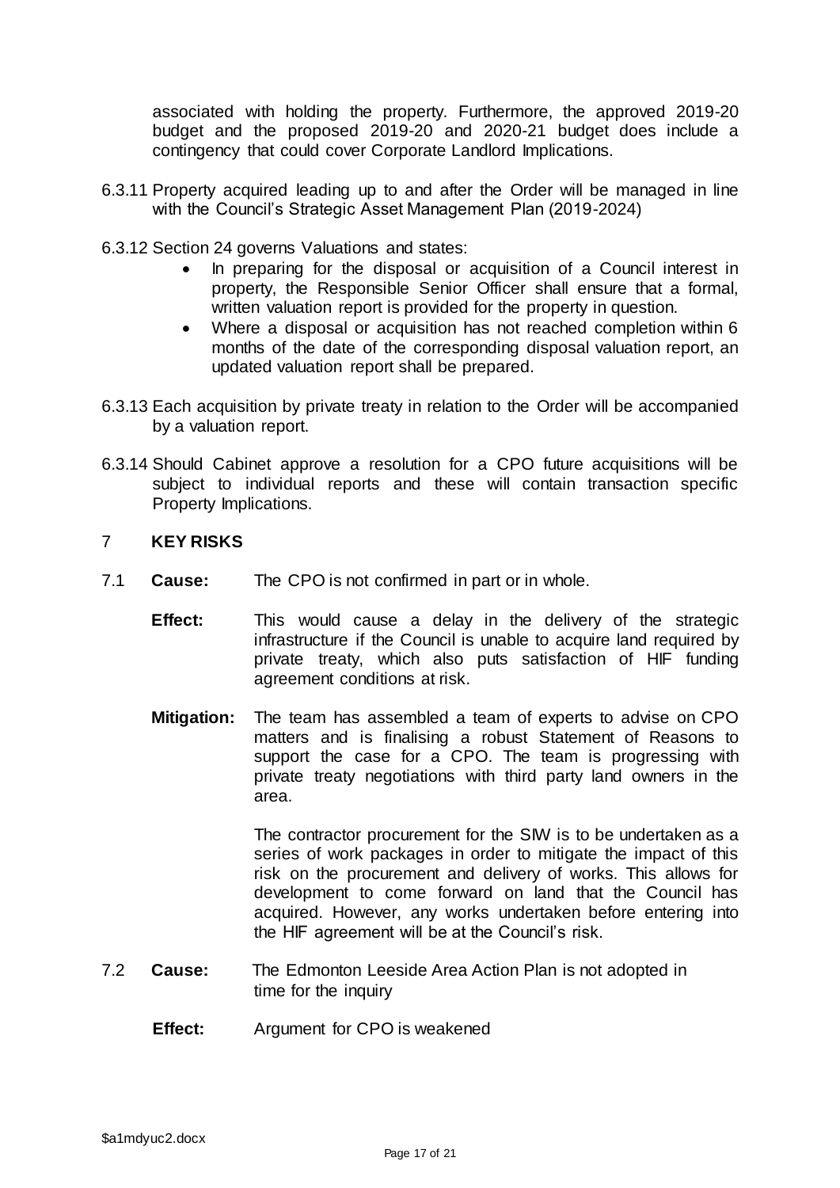associated with holding the property. Furthermore, the approved 2019-20 budget and the proposed 2019-20 and 2020-21 budget does include a contingency that could cover Corporate Landlord Implications.

6.3.11 Property acquired leading up to and after the Order will be managed in line with the Council's Strategic Asset Management Plan (2019-2024)

6.3.12 Section 24 governs Valuations and states:

- In preparing for the disposal or acquisition of a Council interest in property, the Responsible Senior Officer shall ensure that a formal, written valuation report is provided for the property in question.
- Where a disposal or acquisition has not reached completion within 6 months of the date of the corresponding disposal valuation report, an updated valuation report shall be prepared.

6.3.13 Each acquisition by private treaty in relation to the Order will be accompanied by a valuation report.

6.3.14 Should Cabinet approve a resolution for a CPO future acquisitions will be subject to individual reports and these will contain transaction specific Property Implications.

## 7 KEY RISKS

7.1 **Cause:** The CPO is not confirmed in part or in whole.

**Effect:** This would cause a delay in the delivery of the strategic infrastructure if the Council is unable to acquire land required by private treaty, which also puts satisfaction of HIF funding agreement conditions at risk.

**Mitigation:** The team has assembled a team of experts to advise on CPO matters and is finalising a robust Statement of Reasons to support the case for a CPO. The team is progressing with private treaty negotiations with third party land owners in the area.

The contractor procurement for the SIW is to be undertaken as a series of work packages in order to mitigate the impact of this risk on the procurement and delivery of works. This allows for development to come forward on land that the Council has acquired. However, any works undertaken before entering into the HIF agreement will be at the Council's risk.

7.2 **Cause:** The Edmonton Leeside Area Action Plan is not adopted in time for the inquiry

**Effect:** Argument for CPO is weakened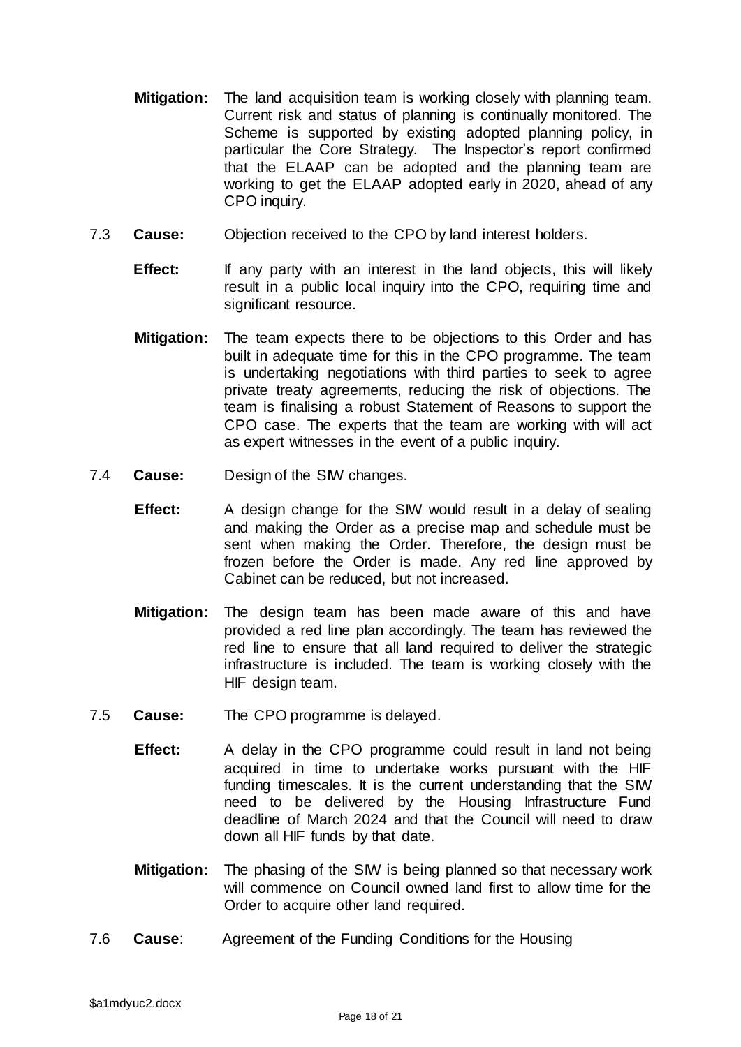**Mitigation:** The land acquisition team is working closely with planning team. Current risk and status of planning is continually monitored. The Scheme is supported by existing adopted planning policy, in particular the Core Strategy. The Inspector's report confirmed that the ELAAP can be adopted and the planning team are working to get the ELAAP adopted early in 2020, ahead of any CPO inquiry.

7.3 **Cause:** Objection received to the CPO by land interest holders.

**Effect:** If any party with an interest in the land objects, this will likely result in a public local inquiry into the CPO, requiring time and significant resource.

**Mitigation:** The team expects there to be objections to this Order and has built in adequate time for this in the CPO programme. The team is undertaking negotiations with third parties to seek to agree private treaty agreements, reducing the risk of objections. The team is finalising a robust Statement of Reasons to support the CPO case. The experts that the team are working with will act as expert witnesses in the event of a public inquiry.

7.4 **Cause:** Design of the SIW changes.

**Effect:** A design change for the SIW would result in a delay of sealing and making the Order as a precise map and schedule must be sent when making the Order. Therefore, the design must be frozen before the Order is made. Any red line approved by Cabinet can be reduced, but not increased.

**Mitigation:** The design team has been made aware of this and have provided a red line plan accordingly. The team has reviewed the red line to ensure that all land required to deliver the strategic infrastructure is included. The team is working closely with the HIF design team.

7.5 **Cause:** The CPO programme is delayed.

**Effect:** A delay in the CPO programme could result in land not being acquired in time to undertake works pursuant with the HIF funding timescales. It is the current understanding that the SIW need to be delivered by the Housing Infrastructure Fund deadline of March 2024 and that the Council will need to draw down all HIF funds by that date.

**Mitigation:** The phasing of the SIW is being planned so that necessary work will commence on Council owned land first to allow time for the Order to acquire other land required.

7.6 **Cause**: Agreement of the Funding Conditions for the Housing

\$a1mdyuc2.docx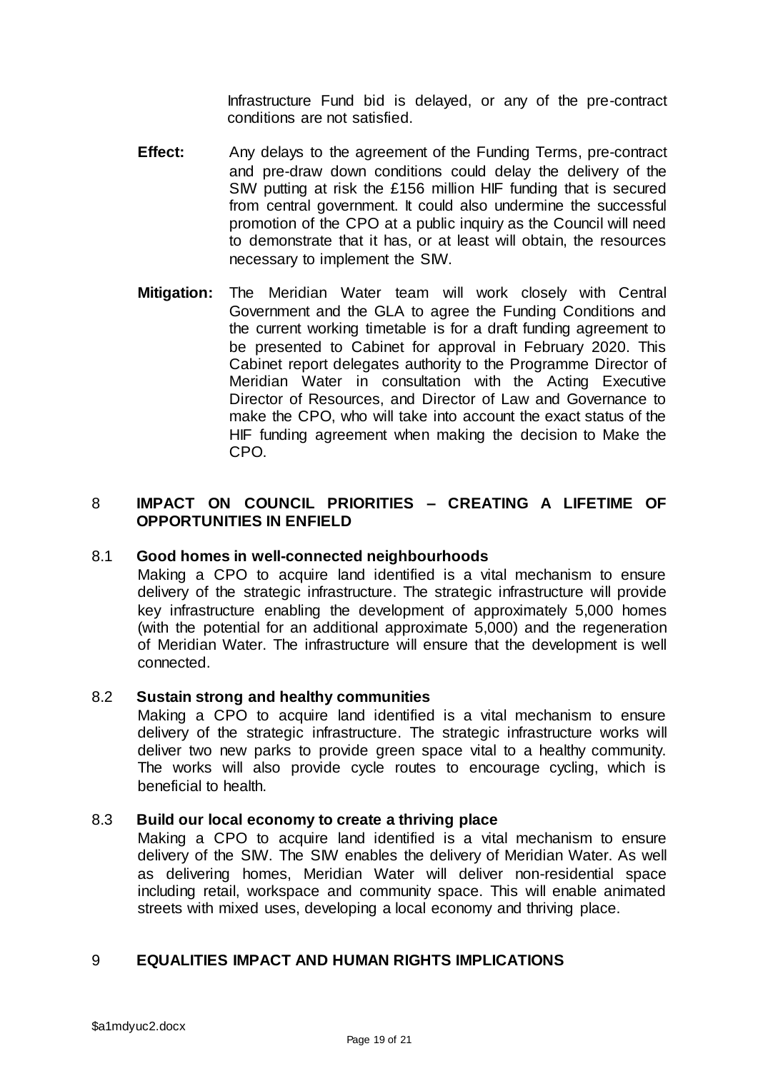Infrastructure Fund bid is delayed, or any of the pre-contract conditions are not satisfied.

**Effect:** Any delays to the agreement of the Funding Terms, pre-contract and pre-draw down conditions could delay the delivery of the SIW putting at risk the £156 million HIF funding that is secured from central government. It could also undermine the successful promotion of the CPO at a public inquiry as the Council will need to demonstrate that it has, or at least will obtain, the resources necessary to implement the SIW.

**Mitigation:** The Meridian Water team will work closely with Central Government and the GLA to agree the Funding Conditions and the current working timetable is for a draft funding agreement to be presented to Cabinet for approval in February 2020. This Cabinet report delegates authority to the Programme Director of Meridian Water in consultation with the Acting Executive Director of Resources, and Director of Law and Governance to make the CPO, who will take into account the exact status of the HIF funding agreement when making the decision to Make the CPO.

## 8 IMPACT ON COUNCIL PRIORITIES – CREATING A LIFETIME OF OPPORTUNITIES IN ENFIELD

### 8.1 Good homes in well-connected neighbourhoods

Making a CPO to acquire land identified is a vital mechanism to ensure delivery of the strategic infrastructure. The strategic infrastructure will provide key infrastructure enabling the development of approximately 5,000 homes (with the potential for an additional approximate 5,000) and the regeneration of Meridian Water. The infrastructure will ensure that the development is well connected.

### 8.2 Sustain strong and healthy communities

Making a CPO to acquire land identified is a vital mechanism to ensure delivery of the strategic infrastructure. The strategic infrastructure works will deliver two new parks to provide green space vital to a healthy community. The works will also provide cycle routes to encourage cycling, which is beneficial to health.

### 8.3 Build our local economy to create a thriving place

Making a CPO to acquire land identified is a vital mechanism to ensure delivery of the SIW. The SIW enables the delivery of Meridian Water. As well as delivering homes, Meridian Water will deliver non-residential space including retail, workspace and community space. This will enable animated streets with mixed uses, developing a local economy and thriving place.

## 9 EQUALITIES IMPACT AND HUMAN RIGHTS IMPLICATIONS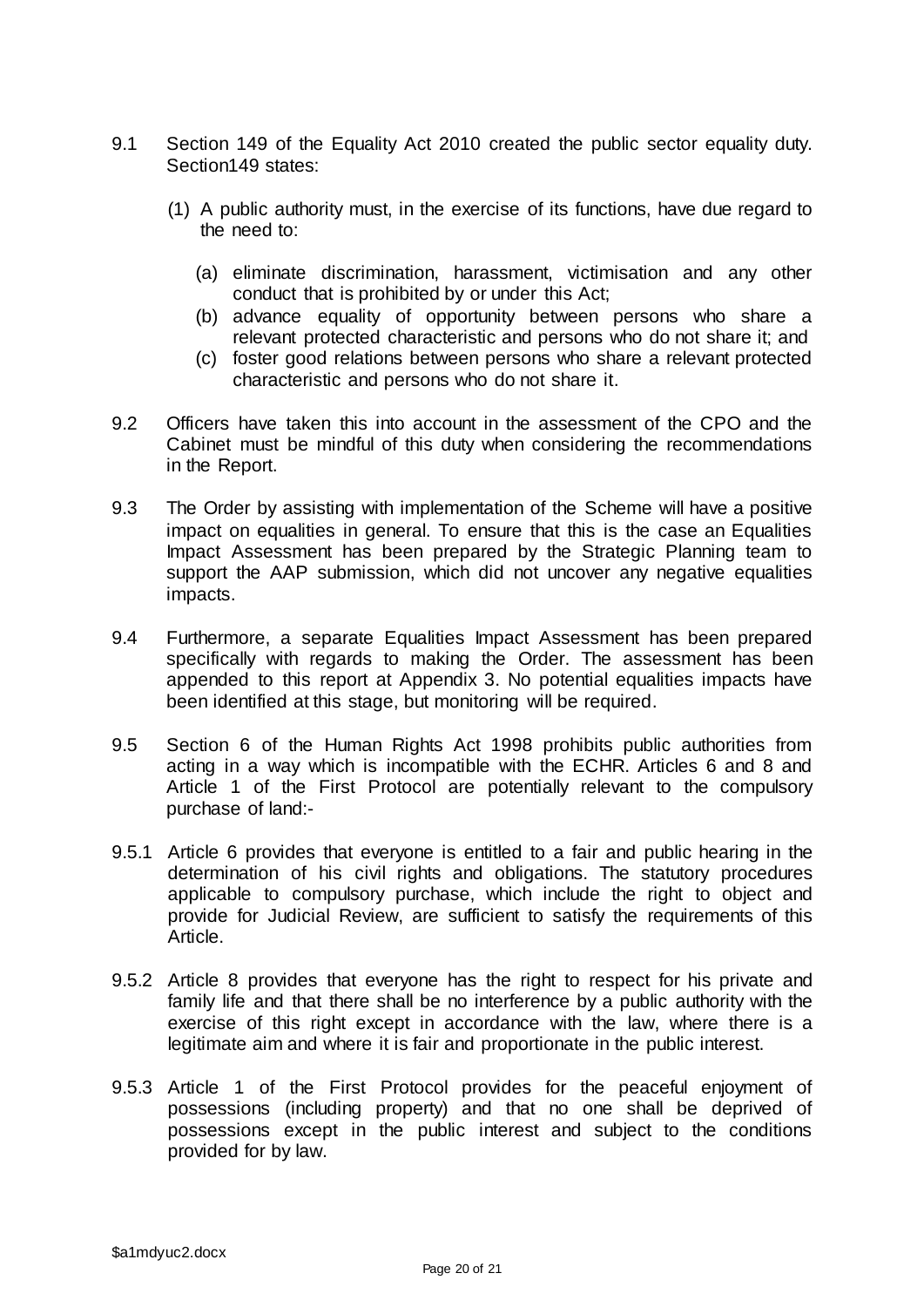9.1 Section 149 of the Equality Act 2010 created the public sector equality duty. Section149 states:

(1) A public authority must, in the exercise of its functions, have due regard to the need to:

(a) eliminate discrimination, harassment, victimisation and any other conduct that is prohibited by or under this Act;
(b) advance equality of opportunity between persons who share a relevant protected characteristic and persons who do not share it; and
(c) foster good relations between persons who share a relevant protected characteristic and persons who do not share it.

9.2 Officers have taken this into account in the assessment of the CPO and the Cabinet must be mindful of this duty when considering the recommendations in the Report.

9.3 The Order by assisting with implementation of the Scheme will have a positive impact on equalities in general. To ensure that this is the case an Equalities Impact Assessment has been prepared by the Strategic Planning team to support the AAP submission, which did not uncover any negative equalities impacts.

9.4 Furthermore, a separate Equalities Impact Assessment has been prepared specifically with regards to making the Order. The assessment has been appended to this report at Appendix 3. No potential equalities impacts have been identified at this stage, but monitoring will be required.

9.5 Section 6 of the Human Rights Act 1998 prohibits public authorities from acting in a way which is incompatible with the ECHR. Articles 6 and 8 and Article 1 of the First Protocol are potentially relevant to the compulsory purchase of land:-

9.5.1 Article 6 provides that everyone is entitled to a fair and public hearing in the determination of his civil rights and obligations. The statutory procedures applicable to compulsory purchase, which include the right to object and provide for Judicial Review, are sufficient to satisfy the requirements of this Article.

9.5.2 Article 8 provides that everyone has the right to respect for his private and family life and that there shall be no interference by a public authority with the exercise of this right except in accordance with the law, where there is a legitimate aim and where it is fair and proportionate in the public interest.

9.5.3 Article 1 of the First Protocol provides for the peaceful enjoyment of possessions (including property) and that no one shall be deprived of possessions except in the public interest and subject to the conditions provided for by law.

$a1mdyuc2.docx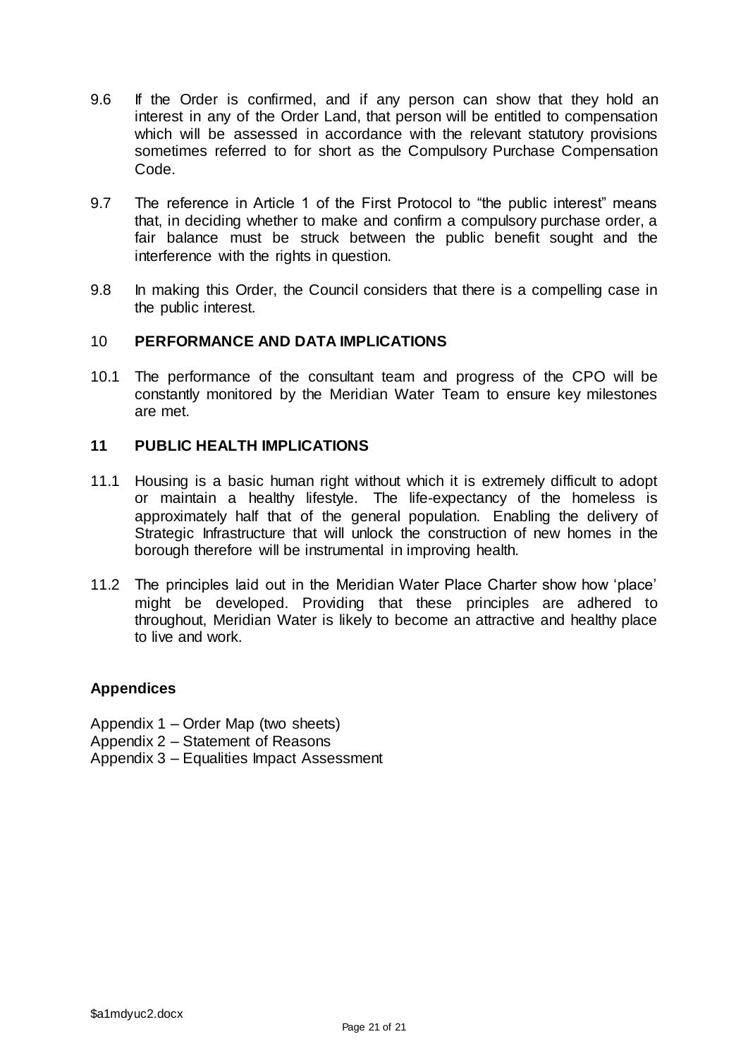9.6 If the Order is confirmed, and if any person can show that they hold an interest in any of the Order Land, that person will be entitled to compensation which will be assessed in accordance with the relevant statutory provisions sometimes referred to for short as the Compulsory Purchase Compensation Code.

9.7 The reference in Article 1 of the First Protocol to "the public interest" means that, in deciding whether to make and confirm a compulsory purchase order, a fair balance must be struck between the public benefit sought and the interference with the rights in question.

9.8 In making this Order, the Council considers that there is a compelling case in the public interest.

## 10 PERFORMANCE AND DATA IMPLICATIONS

10.1 The performance of the consultant team and progress of the CPO will be constantly monitored by the Meridian Water Team to ensure key milestones are met.

## 11 PUBLIC HEALTH IMPLICATIONS

11.1 Housing is a basic human right without which it is extremely difficult to adopt or maintain a healthy lifestyle. The life-expectancy of the homeless is approximately half that of the general population. Enabling the delivery of Strategic Infrastructure that will unlock the construction of new homes in the borough therefore will be instrumental in improving health.

11.2 The principles laid out in the Meridian Water Place Charter show how 'place' might be developed. Providing that these principles are adhered to throughout, Meridian Water is likely to become an attractive and healthy place to live and work.

### Appendices

Appendix 1 – Order Map (two sheets)
Appendix 2 – Statement of Reasons
Appendix 3 – Equalities Impact Assessment

$a1mdyuc2.docx